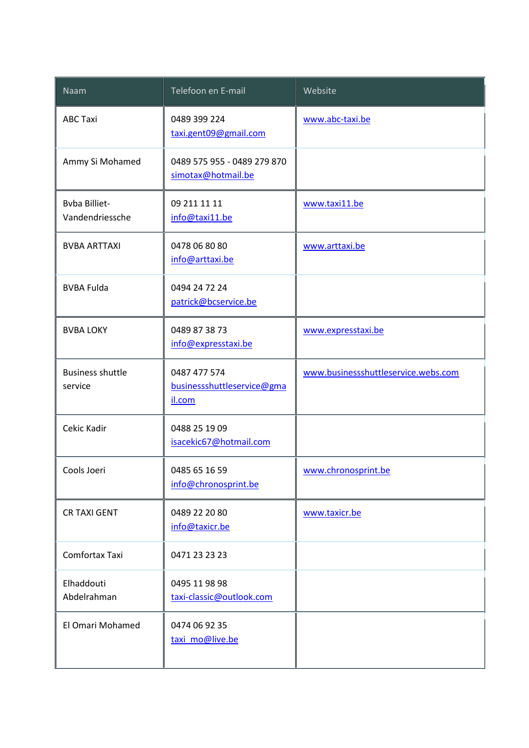| Naam | Telefoon en E-mail | Website |
| --- | --- | --- |
| ABC Taxi | 0489 399 224 taxi.gent09@gmail.com | www.abc-taxi.be |
| Ammy Si Mohamed | 0489 575 955 - 0489 279 870 simotax@hotmail.be | |
| Bvba Billiet-Vandendriessche | 09 211 11 11 info@taxi11.be | www.taxi11.be |
| BVBA ARTTAXI | 0478 06 80 80 info@arttaxi.be | www.arttaxi.be |
| BVBA Fulda | 0494 24 72 24 patrick@bcservice.be | |
| BVBA LOKY | 0489 87 38 73 info@expresstaxi.be | www.expresstaxi.be |
| Business shuttle service | 0487 477 574 businessshuttleservice@gmail.com | www.businessshuttleservice.webs.com |
| Cekic Kadir | 0488 25 19 09 isacekic67@hotmail.com | |
| Cools Joeri | 0485 65 16 59 info@chronosprint.be | www.chronosprint.be |
| CR TAXI GENT | 0489 22 20 80 info@taxicr.be | www.taxicr.be |
| Comfortax Taxi | 0471 23 23 23 | |
| Elhaddouti Abdelrahman | 0495 11 98 98 taxi-classic@outlook.com | |
| El Omari Mohamed | 0474 06 92 35 taxi_mo@live.be | |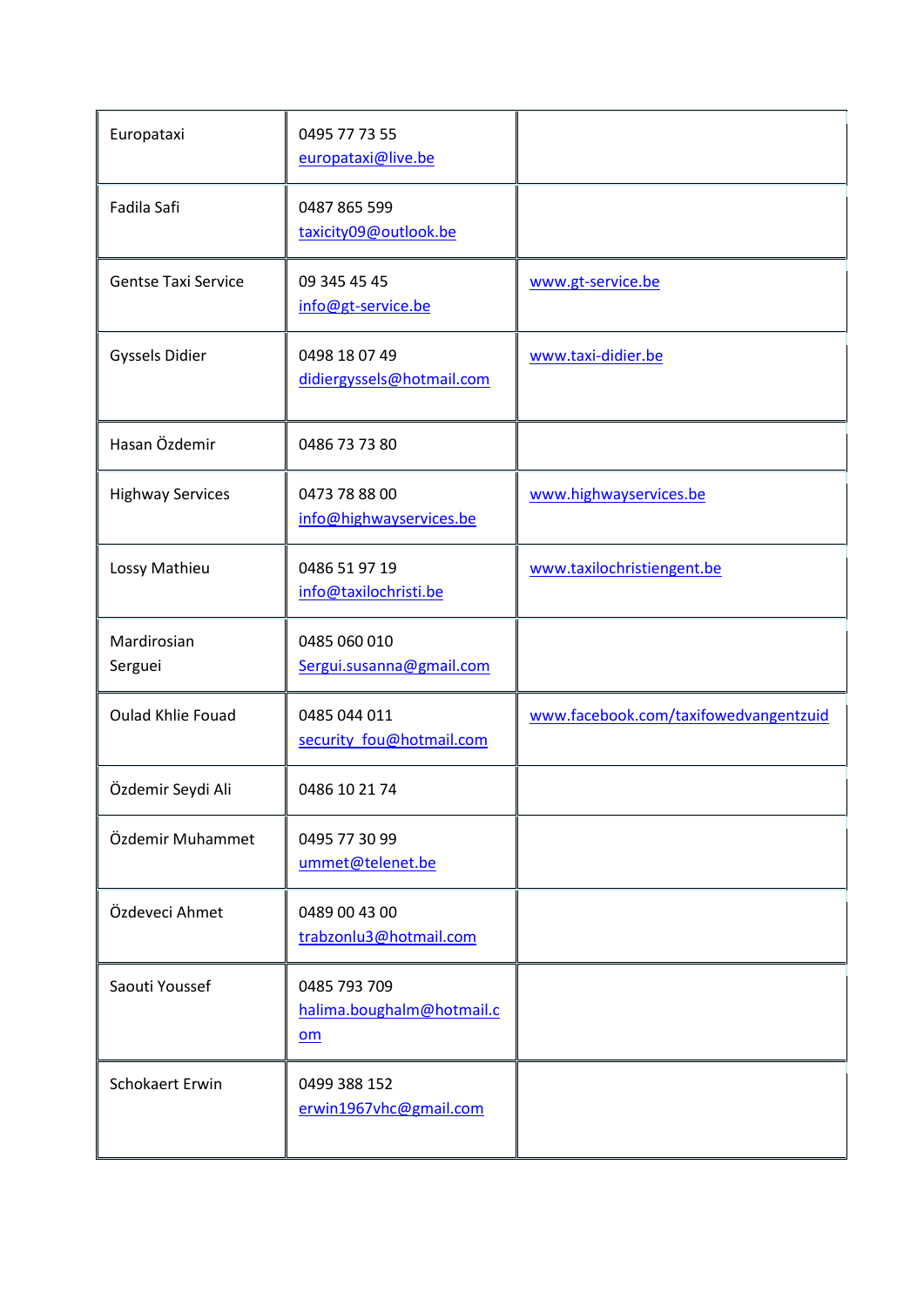| | | |
|---|---|---|
| Europataxi | 0495 77 73 55<br>europataxi@live.be | |
| Fadila Safi | 0487 865 599<br>taxicity09@outlook.be | |
| Gentse Taxi Service | 09 345 45 45<br>info@gt-service.be | www.gt-service.be |
| Gyssels Didier | 0498 18 07 49<br>didiergyssels@hotmail.com | www.taxi-didier.be |
| Hasan Özdemir | 0486 73 73 80 | |
| Highway Services | 0473 78 88 00<br>info@highwayservices.be | www.highwayservices.be |
| Lossy Mathieu | 0486 51 97 19<br>info@taxilochristi.be | www.taxilochristiengent.be |
| Mardirosian Serguei | 0485 060 010<br>Sergui.susanna@gmail.com | |
| Oulad Khlie Fouad | 0485 044 011<br>security_fou@hotmail.com | www.facebook.com/taxifowedvangentzuid |
| Özdemir Seydi Ali | 0486 10 21 74 | |
| Özdemir Muhammet | 0495 77 30 99<br>ummet@telenet.be | |
| Özdeveci Ahmet | 0489 00 43 00<br>trabzonlu3@hotmail.com | |
| Saouti Youssef | 0485 793 709<br>halima.boughalm@hotmail.com | |
| Schokaert Erwin | 0499 388 152<br>erwin1967vhc@gmail.com | |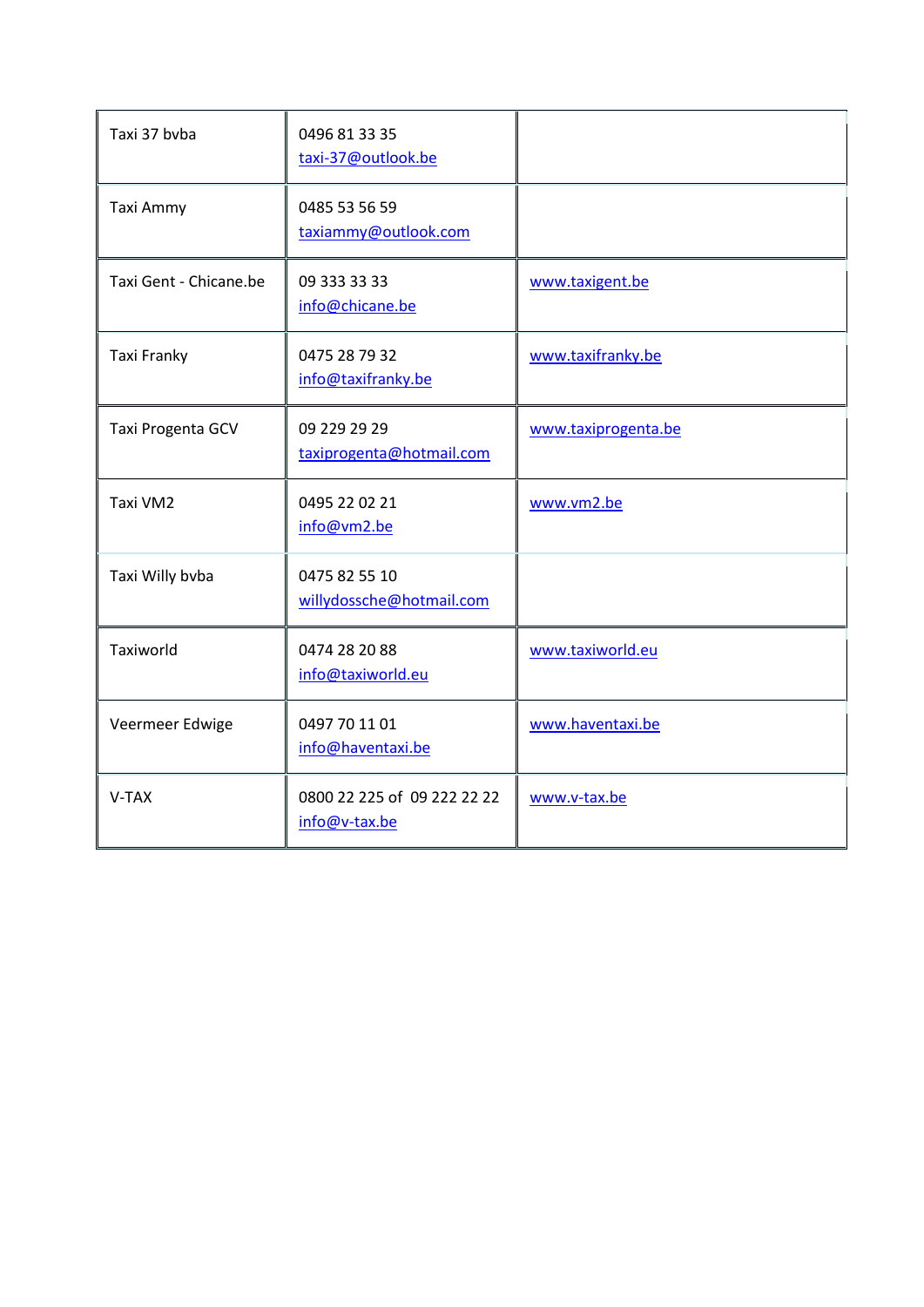| | | |
|---|---|---|
| Taxi 37 bvba | 0496 81 33 35<br>taxi-37@outlook.be | |
| Taxi Ammy | 0485 53 56 59<br>taxiammy@outlook.com | |
| Taxi Gent - Chicane.be | 09 333 33 33<br>info@chicane.be | www.taxigent.be |
| Taxi Franky | 0475 28 79 32<br>info@taxifranky.be | www.taxifranky.be |
| Taxi Progenta GCV | 09 229 29 29<br>taxiprogenta@hotmail.com | www.taxiprogenta.be |
| Taxi VM2 | 0495 22 02 21<br>info@vm2.be | www.vm2.be |
| Taxi Willy bvba | 0475 82 55 10<br>willydossche@hotmail.com | |
| Taxiworld | 0474 28 20 88<br>info@taxiworld.eu | www.taxiworld.eu |
| Veermeer Edwige | 0497 70 11 01<br>info@haventaxi.be | www.haventaxi.be |
| V-TAX | 0800 22 225 of 09 222 22 22<br>info@v-tax.be | www.v-tax.be |